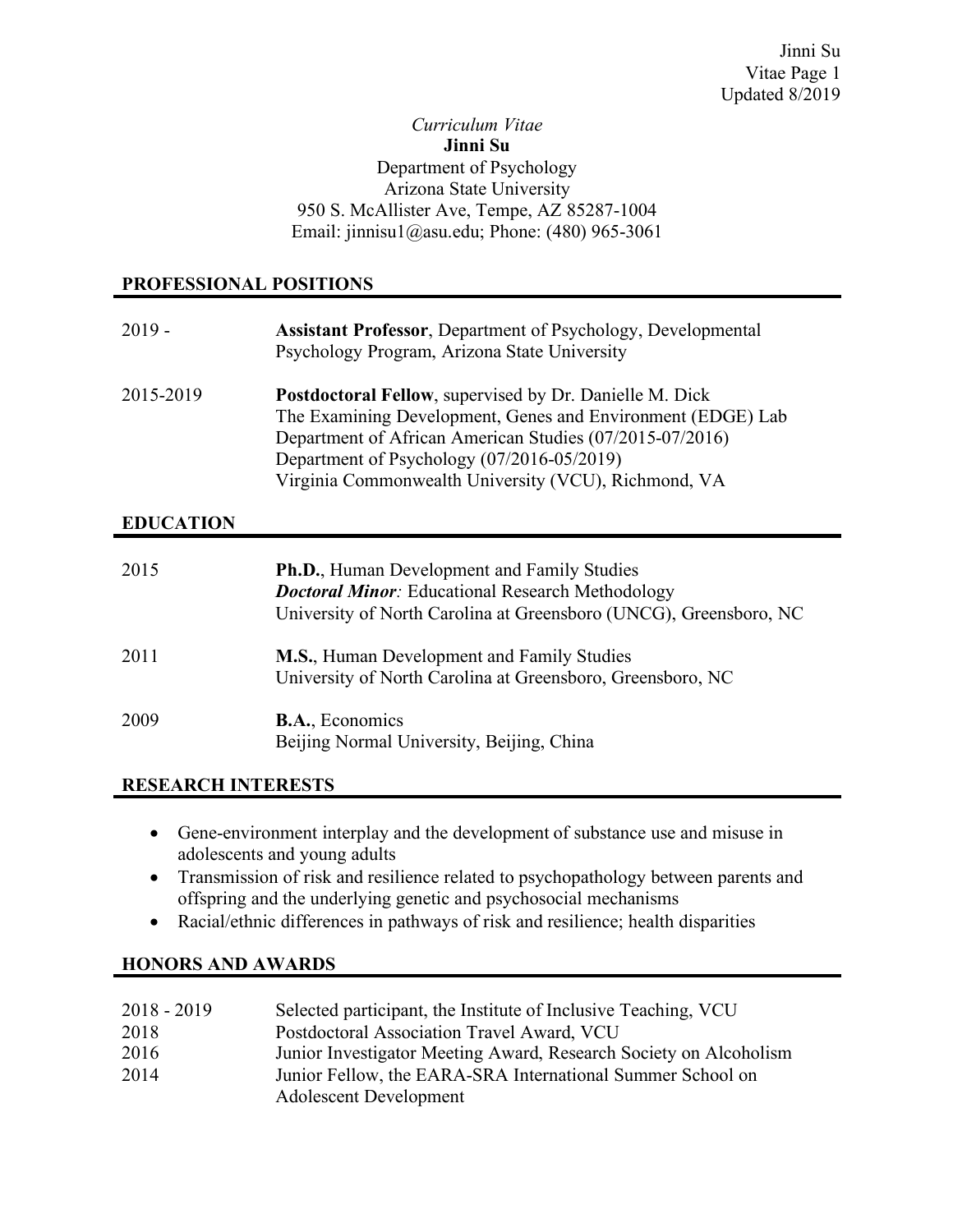*Curriculum Vitae*

**Jinni Su**

Department of Psychology
Arizona State University
950 S. McAllister Ave, Tempe, AZ 85287-1004
Email: jinnisu1@asu.edu; Phone: (480) 965-3061

## PROFESSIONAL POSITIONS

2019 - **Assistant Professor**, Department of Psychology, Developmental Psychology Program, Arizona State University

2015-2019 **Postdoctoral Fellow**, supervised by Dr. Danielle M. Dick
The Examining Development, Genes and Environment (EDGE) Lab
Department of African American Studies (07/2015-07/2016)
Department of Psychology (07/2016-05/2019)
Virginia Commonwealth University (VCU), Richmond, VA

## EDUCATION

2015 **Ph.D.**, Human Development and Family Studies
***Doctoral Minor****:* Educational Research Methodology
University of North Carolina at Greensboro (UNCG), Greensboro, NC

2011 **M.S.**, Human Development and Family Studies
University of North Carolina at Greensboro, Greensboro, NC

2009 **B.A.**, Economics
Beijing Normal University, Beijing, China

## RESEARCH INTERESTS

- Gene-environment interplay and the development of substance use and misuse in adolescents and young adults
- Transmission of risk and resilience related to psychopathology between parents and offspring and the underlying genetic and psychosocial mechanisms
- Racial/ethnic differences in pathways of risk and resilience; health disparities

## HONORS AND AWARDS

2018 - 2019 Selected participant, the Institute of Inclusive Teaching, VCU
2018 Postdoctoral Association Travel Award, VCU
2016 Junior Investigator Meeting Award, Research Society on Alcoholism
2014 Junior Fellow, the EARA-SRA International Summer School on Adolescent Development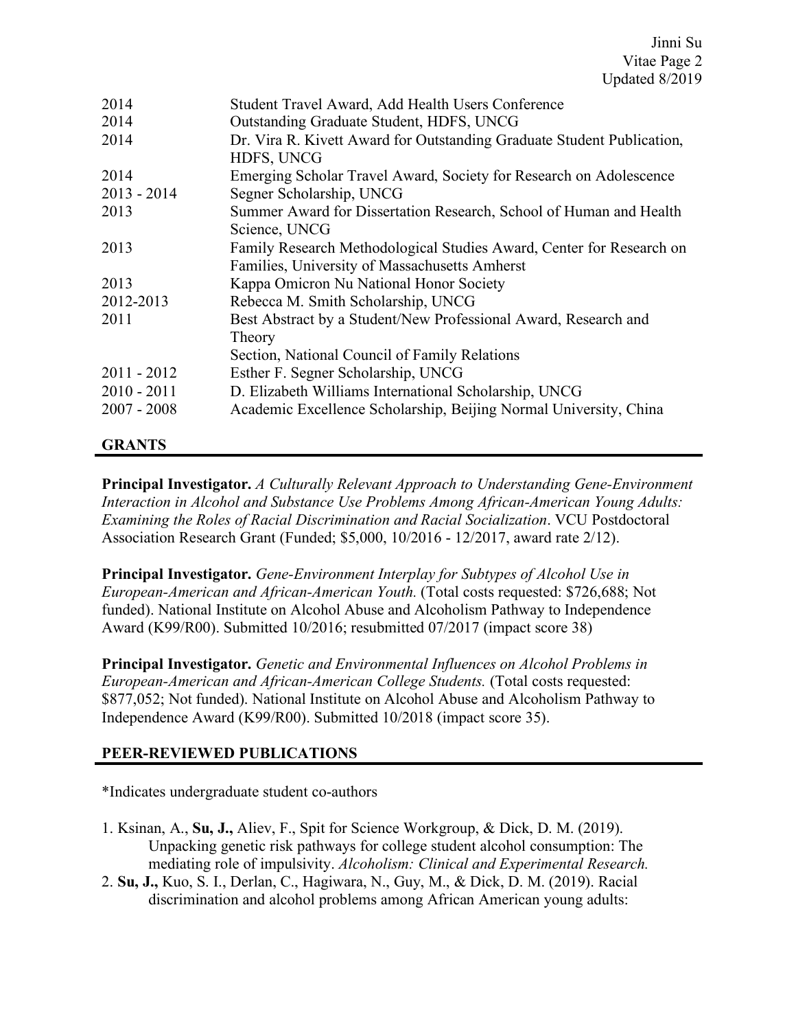| | |
|---|---|
| 2014 | Student Travel Award, Add Health Users Conference |
| 2014 | Outstanding Graduate Student, HDFS, UNCG |
| 2014 | Dr. Vira R. Kivett Award for Outstanding Graduate Student Publication, HDFS, UNCG |
| 2014 | Emerging Scholar Travel Award, Society for Research on Adolescence |
| 2013 - 2014 | Segner Scholarship, UNCG |
| 2013 | Summer Award for Dissertation Research, School of Human and Health Science, UNCG |
| 2013 | Family Research Methodological Studies Award, Center for Research on Families, University of Massachusetts Amherst |
| 2013 | Kappa Omicron Nu National Honor Society |
| 2012-2013 | Rebecca M. Smith Scholarship, UNCG |
| 2011 | Best Abstract by a Student/New Professional Award, Research and Theory Section, National Council of Family Relations |
| 2011 - 2012 | Esther F. Segner Scholarship, UNCG |
| 2010 - 2011 | D. Elizabeth Williams International Scholarship, UNCG |
| 2007 - 2008 | Academic Excellence Scholarship, Beijing Normal University, China |

## GRANTS

**Principal Investigator.** *A Culturally Relevant Approach to Understanding Gene-Environment Interaction in Alcohol and Substance Use Problems Among African-American Young Adults: Examining the Roles of Racial Discrimination and Racial Socialization*. VCU Postdoctoral Association Research Grant (Funded; $5,000, 10/2016 - 12/2017, award rate 2/12).

**Principal Investigator.** *Gene-Environment Interplay for Subtypes of Alcohol Use in European-American and African-American Youth.* (Total costs requested: $726,688; Not funded). National Institute on Alcohol Abuse and Alcoholism Pathway to Independence Award (K99/R00). Submitted 10/2016; resubmitted 07/2017 (impact score 38)

**Principal Investigator.** *Genetic and Environmental Influences on Alcohol Problems in European-American and African-American College Students.* (Total costs requested: $877,052; Not funded). National Institute on Alcohol Abuse and Alcoholism Pathway to Independence Award (K99/R00). Submitted 10/2018 (impact score 35).

## PEER-REVIEWED PUBLICATIONS

*Indicates undergraduate student co-authors

1. Ksinan, A., **Su, J.,** Aliev, F., Spit for Science Workgroup, & Dick, D. M. (2019). Unpacking genetic risk pathways for college student alcohol consumption: The mediating role of impulsivity. *Alcoholism: Clinical and Experimental Research.*
2. **Su, J.,** Kuo, S. I., Derlan, C., Hagiwara, N., Guy, M., & Dick, D. M. (2019). Racial discrimination and alcohol problems among African American young adults: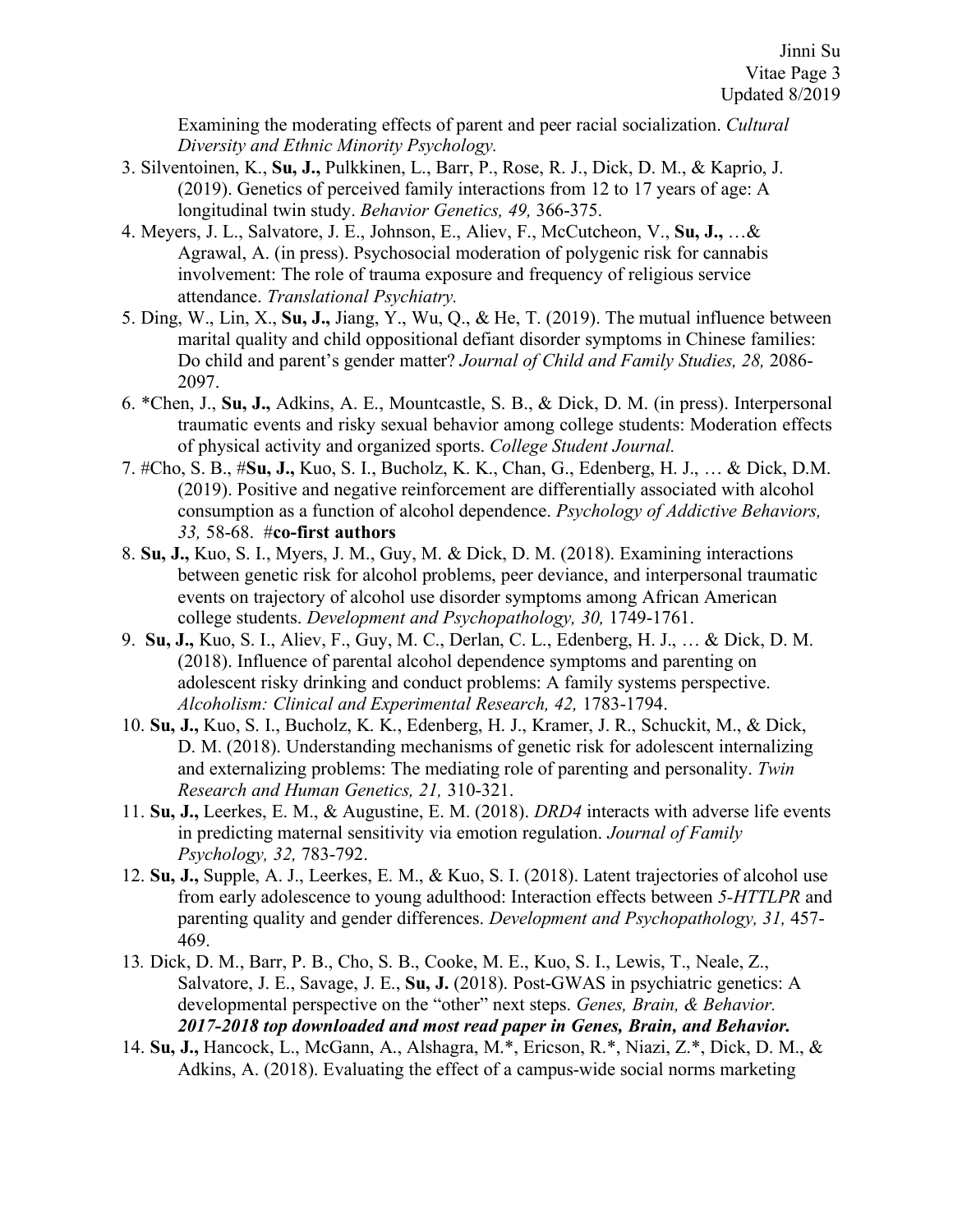Examining the moderating effects of parent and peer racial socialization. *Cultural Diversity and Ethnic Minority Psychology.*

3. Silventoinen, K., **Su, J.,** Pulkkinen, L., Barr, P., Rose, R. J., Dick, D. M., & Kaprio, J. (2019). Genetics of perceived family interactions from 12 to 17 years of age: A longitudinal twin study. *Behavior Genetics, 49,* 366-375.
4. Meyers, J. L., Salvatore, J. E., Johnson, E., Aliev, F., McCutcheon, V., **Su, J.,** …& Agrawal, A. (in press). Psychosocial moderation of polygenic risk for cannabis involvement: The role of trauma exposure and frequency of religious service attendance. *Translational Psychiatry.*
5. Ding, W., Lin, X., **Su, J.,** Jiang, Y., Wu, Q., & He, T. (2019). The mutual influence between marital quality and child oppositional defiant disorder symptoms in Chinese families: Do child and parent's gender matter? *Journal of Child and Family Studies, 28,* 2086-2097.
6. *Chen, J., **Su, J.,** Adkins, A. E., Mountcastle, S. B., & Dick, D. M. (in press). Interpersonal traumatic events and risky sexual behavior among college students: Moderation effects of physical activity and organized sports. *College Student Journal.*
7. #Cho, S. B., #**Su, J.,** Kuo, S. I., Bucholz, K. J., Chan, G., Edenberg, H. J., … & Dick, D.M. (2019). Positive and negative reinforcement are differentially associated with alcohol consumption as a function of alcohol dependence. *Psychology of Addictive Behaviors, 33,* 58-68. #**co-first authors**
8. **Su, J.,** Kuo, S. I., Myers, J. M., Guy, M. & Dick, D. M. (2018). Examining interactions between genetic risk for alcohol problems, peer deviance, and interpersonal traumatic events on trajectory of alcohol use disorder symptoms among African American college students. *Development and Psychopathology, 30,* 1749-1761.
9. **Su, J.,** Kuo, S. I., Aliev, F., Guy, M. C., Derlan, C. L., Edenberg, H. J., … & Dick, D. M. (2018). Influence of parental alcohol dependence symptoms and parenting on adolescent risky drinking and conduct problems: A family systems perspective. *Alcoholism: Clinical and Experimental Research, 42,* 1783-1794.
10. **Su, J.,** Kuo, S. I., Bucholz, K. K., Edenberg, H. J., Kramer, J. R., Schuckit, M., & Dick, D. M. (2018). Understanding mechanisms of genetic risk for adolescent internalizing and externalizing problems: The mediating role of parenting and personality. *Twin Research and Human Genetics, 21,* 310-321.
11. **Su, J.,** Leerkes, E. M., & Augustine, E. M. (2018). *DRD4* interacts with adverse life events in predicting maternal sensitivity via emotion regulation. *Journal of Family Psychology, 32,* 783-792.
12. **Su, J.,** Supple, A. J., Leerkes, E. M., & Kuo, S. I. (2018). Latent trajectories of alcohol use from early adolescence to young adulthood: Interaction effects between *5-HTTLPR* and parenting quality and gender differences. *Development and Psychopathology, 31,* 457-469.
13. Dick, D. M., Barr, P. B., Cho, S. B., Cooke, M. E., Kuo, S. I., Lewis, T., Neale, Z., Salvatore, J. E., Savage, J. E., **Su, J.** (2018). Post-GWAS in psychiatric genetics: A developmental perspective on the "other" next steps. *Genes, Brain, & Behavior.* ***2017-2018 top downloaded and most read paper in Genes, Brain, and Behavior.***
14. **Su, J.,** Hancock, L., McGann, A., Alshagra, M.*, Ericson, R.*, Niazi, Z.*, Dick, D. M., & Adkins, A. (2018). Evaluating the effect of a campus-wide social norms marketing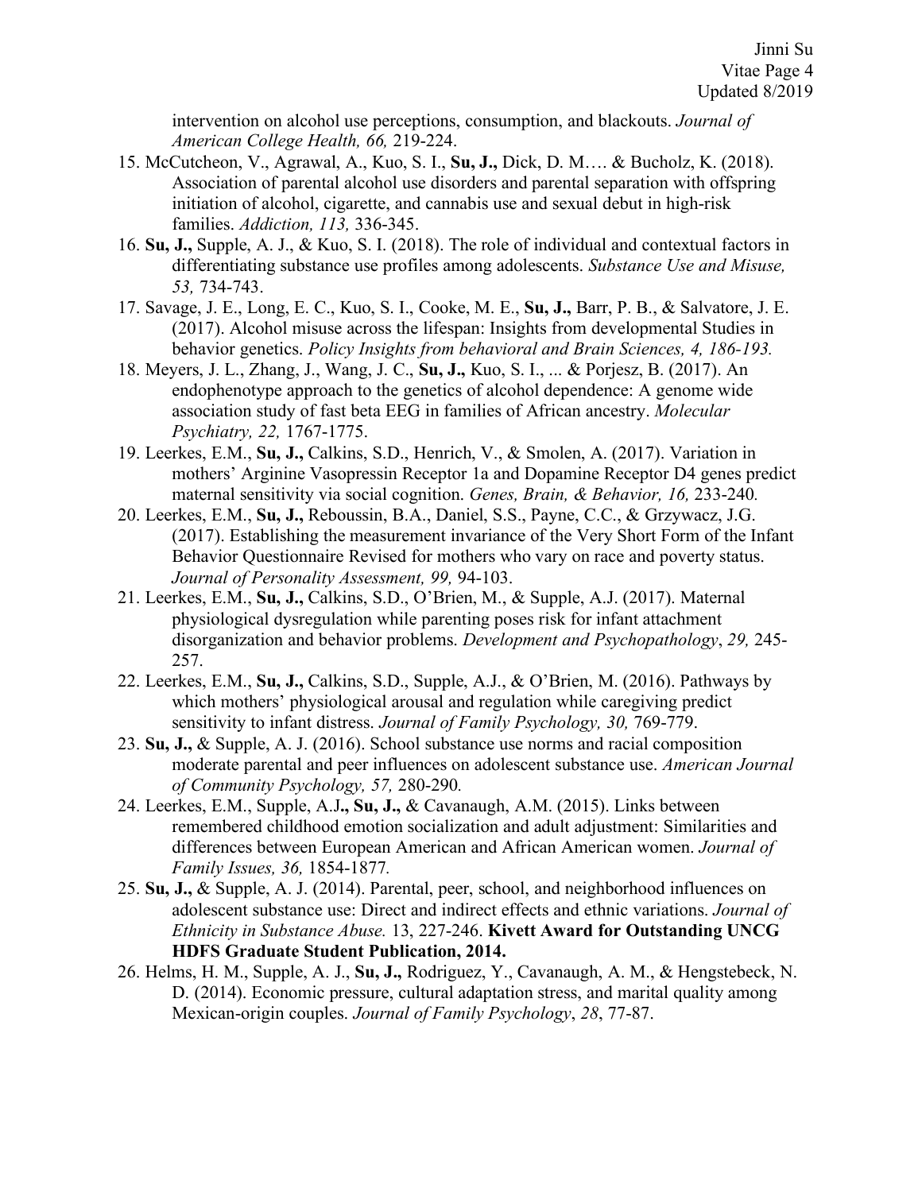intervention on alcohol use perceptions, consumption, and blackouts. *Journal of American College Health, 66,* 219-224.

15. McCutcheon, V., Agrawal, A., Kuo, S. I., **Su, J.,** Dick, D. M…. & Bucholz, K. (2018). Association of parental alcohol use disorders and parental separation with offspring initiation of alcohol, cigarette, and cannabis use and sexual debut in high-risk families. *Addiction, 113,* 336-345.
16. **Su, J.,** Supple, A. J., & Kuo, S. I. (2018). The role of individual and contextual factors in differentiating substance use profiles among adolescents. *Substance Use and Misuse, 53,* 734-743.
17. Savage, J. E., Long, E. C., Kuo, S. I., Cooke, M. E., **Su, J.,** Barr, P. B., & Salvatore, J. E. (2017). Alcohol misuse across the lifespan: Insights from developmental Studies in behavior genetics. *Policy Insights from behavioral and Brain Sciences, 4, 186-193.*
18. Meyers, J. L., Zhang, J., Wang, J. C., **Su, J.,** Kuo, S. I., ... & Porjesz, B. (2017). An endophenotype approach to the genetics of alcohol dependence: A genome wide association study of fast beta EEG in families of African ancestry. *Molecular Psychiatry, 22,* 1767-1775.
19. Leerkes, E.M., **Su, J.,** Calkins, S.D., Henrich, V., & Smolen, A. (2017). Variation in mothers' Arginine Vasopressin Receptor 1a and Dopamine Receptor D4 genes predict maternal sensitivity via social cognition. *Genes, Brain, & Behavior, 16,* 233-240.
20. Leerkes, E.M., **Su, J.,** Reboussin, B.A., Daniel, S.S., Payne, C.C., & Grzywacz, J.G. (2017). Establishing the measurement invariance of the Very Short Form of the Infant Behavior Questionnaire Revised for mothers who vary on race and poverty status. *Journal of Personality Assessment, 99,* 94-103.
21. Leerkes, E.M., **Su, J.,** Calkins, S.D., O'Brien, M., & Supple, A.J. (2017). Maternal physiological dysregulation while parenting poses risk for infant attachment disorganization and behavior problems. *Development and Psychopathology*, *29,* 245-257.
22. Leerkes, E.M., **Su, J.,** Calkins, S.D., Supple, A.J., & O'Brien, M. (2016). Pathways by which mothers' physiological arousal and regulation while caregiving predict sensitivity to infant distress. *Journal of Family Psychology, 30,* 769-779.
23. **Su, J.,** & Supple, A. J. (2016). School substance use norms and racial composition moderate parental and peer influences on adolescent substance use. *American Journal of Community Psychology, 57,* 280-290*.*
24. Leerkes, E.M., Supple, A.J**., Su, J.,** & Cavanaugh, A.M. (2015). Links between remembered childhood emotion socialization and adult adjustment: Similarities and differences between European American and African American women. *Journal of Family Issues, 36,* 1854-1877*.*
25. **Su, J.,** & Supple, A. J. (2014). Parental, peer, school, and neighborhood influences on adolescent substance use: Direct and indirect effects and ethnic variations. *Journal of Ethnicity in Substance Abuse.* 13, 227-246. **Kivett Award for Outstanding UNCG HDFS Graduate Student Publication, 2014.**
26. Helms, H. M., Supple, A. J., **Su, J.,** Rodriguez, Y., Cavanaugh, A. M., & Hengstebeck, N. D. (2014). Economic pressure, cultural adaptation stress, and marital quality among Mexican-origin couples. *Journal of Family Psychology*, *28*, 77-87.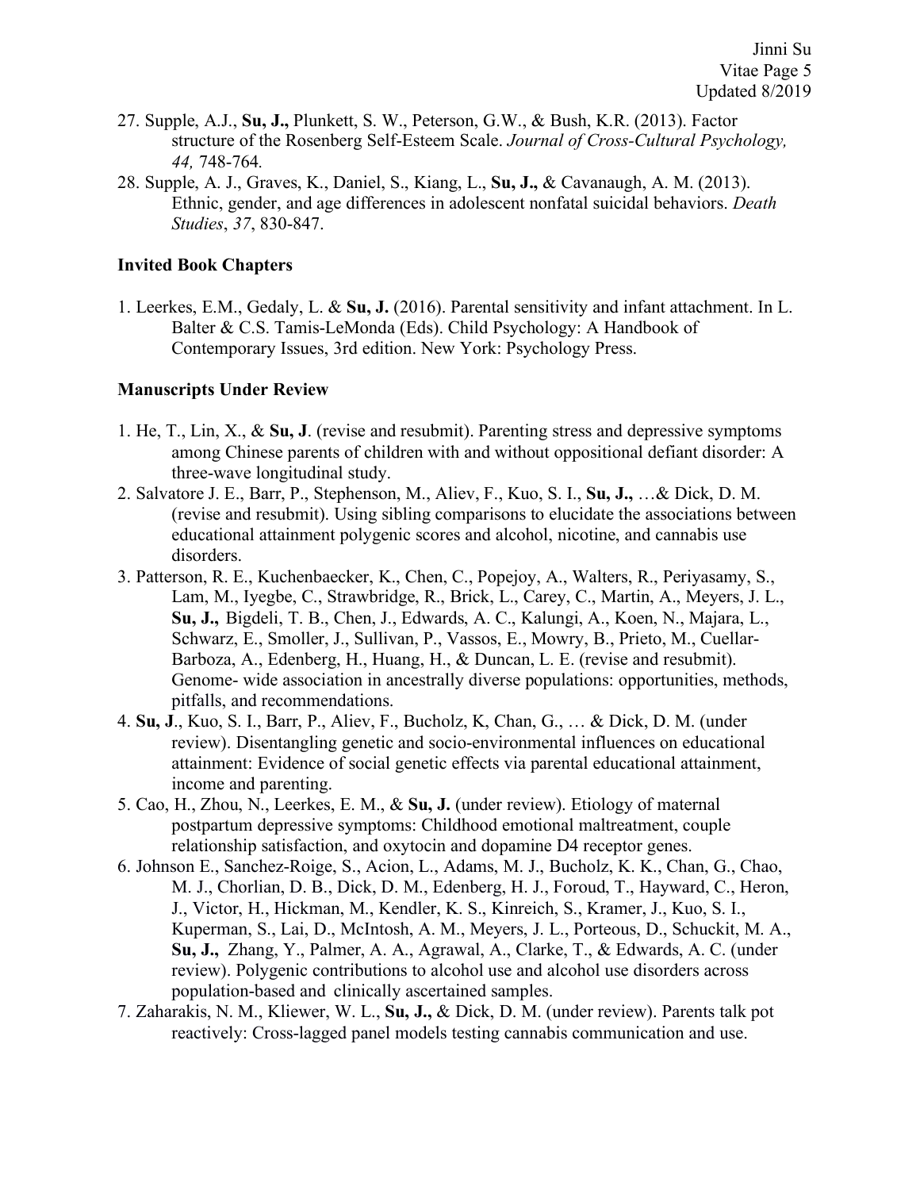27. Supple, A.J., **Su, J.,** Plunkett, S. W., Peterson, G.W., & Bush, K.R. (2013). Factor structure of the Rosenberg Self-Esteem Scale. *Journal of Cross-Cultural Psychology, 44,* 748-764.
28. Supple, A. J., Graves, K., Daniel, S., Kiang, L., **Su, J.,** & Cavanaugh, A. M. (2013). Ethnic, gender, and age differences in adolescent nonfatal suicidal behaviors. *Death Studies*, *37*, 830-847.

### Invited Book Chapters

1. Leerkes, E.M., Gedaly, L. & **Su, J.** (2016). Parental sensitivity and infant attachment. In L. Balter & C.S. Tamis-LeMonda (Eds). Child Psychology: A Handbook of Contemporary Issues, 3rd edition. New York: Psychology Press.

### Manuscripts Under Review

1. He, T., Lin, X., & **Su, J**. (revise and resubmit). Parenting stress and depressive symptoms among Chinese parents of children with and without oppositional defiant disorder: A three-wave longitudinal study.
2. Salvatore J. E., Barr, P., Stephenson, M., Aliev, F., Kuo, S. I., **Su, J.,** …& Dick, D. M. (revise and resubmit). Using sibling comparisons to elucidate the associations between educational attainment polygenic scores and alcohol, nicotine, and cannabis use disorders.
3. Patterson, R. E., Kuchenbaecker, K., Chen, C., Popejoy, A., Walters, R., Periyasamy, S., Lam, M., Iyegbe, C., Strawbridge, R., Brick, L., Carey, C., Martin, A., Meyers, J. L., **Su, J.,** Bigdeli, T. B., Chen, J., Edwards, A. C., Kalungi, A., Koen, N., Majara, L., Schwarz, E., Smoller, J., Sullivan, P., Vassos, E., Mowry, B., Prieto, M., Cuellar-Barboza, A., Edenberg, H., Huang, H., & Duncan, L. E. (revise and resubmit). Genome- wide association in ancestrally diverse populations: opportunities, methods, pitfalls, and recommendations.
4. **Su, J**., Kuo, S. I., Barr, P., Aliev, F., Bucholz, K, Chan, G., … & Dick, D. M. (under review). Disentangling genetic and socio-environmental influences on educational attainment: Evidence of social genetic effects via parental educational attainment, income and parenting.
5. Cao, H., Zhou, N., Leerkes, E. M., & **Su, J.** (under review). Etiology of maternal postpartum depressive symptoms: Childhood emotional maltreatment, couple relationship satisfaction, and oxytocin and dopamine D4 receptor genes.
6. Johnson E., Sanchez-Roige, S., Acion, L., Adams, M. J., Bucholz, K. K., Chan, G., Chao, M. J., Chorlian, D. B., Dick, D. M., Edenberg, H. J., Foroud, T., Hayward, C., Heron, J., Victor, H., Hickman, M., Kendler, K. S., Kinreich, S., Kramer, J., Kuo, S. I., Kuperman, S., Lai, D., McIntosh, A. M., Meyers, J. L., Porteous, D., Schuckit, M. A., **Su, J.,** Zhang, Y., Palmer, A. A., Agrawal, A., Clarke, T., & Edwards, A. C. (under review). Polygenic contributions to alcohol use and alcohol use disorders across population-based and clinically ascertained samples.
7. Zaharakis, N. M., Kliewer, W. L., **Su, J.,** & Dick, D. M. (under review). Parents talk pot reactively: Cross-lagged panel models testing cannabis communication and use.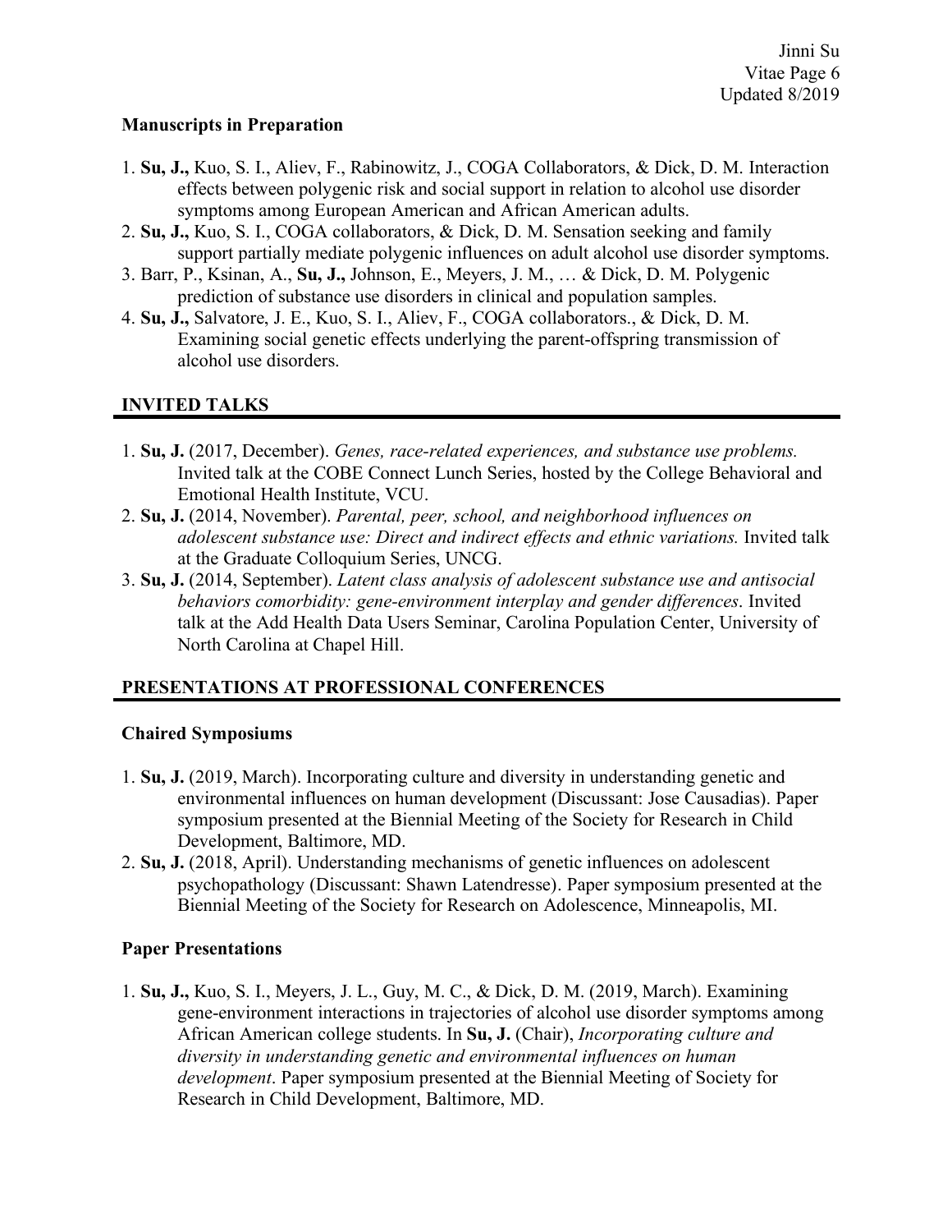### Manuscripts in Preparation

1. **Su, J.,** Kuo, S. I., Aliev, F., Rabinowitz, J., COGA Collaborators, & Dick, D. M. Interaction effects between polygenic risk and social support in relation to alcohol use disorder symptoms among European American and African American adults.
2. **Su, J.,** Kuo, S. I., COGA collaborators, & Dick, D. M. Sensation seeking and family support partially mediate polygenic influences on adult alcohol use disorder symptoms.
3. Barr, P., Ksinan, A., **Su, J.,** Johnson, E., Meyers, J. M., … & Dick, D. M. Polygenic prediction of substance use disorders in clinical and population samples.
4. **Su, J.,** Salvatore, J. E., Kuo, S. I., Aliev, F., COGA collaborators., & Dick, D. M. Examining social genetic effects underlying the parent-offspring transmission of alcohol use disorders.

## INVITED TALKS

1. **Su, J.** (2017, December). *Genes, race-related experiences, and substance use problems.* Invited talk at the COBE Connect Lunch Series, hosted by the College Behavioral and Emotional Health Institute, VCU.
2. **Su, J.** (2014, November). *Parental, peer, school, and neighborhood influences on adolescent substance use: Direct and indirect effects and ethnic variations.* Invited talk at the Graduate Colloquium Series, UNCG.
3. **Su, J.** (2014, September). *Latent class analysis of adolescent substance use and antisocial behaviors comorbidity: gene-environment interplay and gender differences*. Invited talk at the Add Health Data Users Seminar, Carolina Population Center, University of North Carolina at Chapel Hill.

## PRESENTATIONS AT PROFESSIONAL CONFERENCES

### Chaired Symposiums

1. **Su, J.** (2019, March). Incorporating culture and diversity in understanding genetic and environmental influences on human development (Discussant: Jose Causadias). Paper symposium presented at the Biennial Meeting of the Society for Research in Child Development, Baltimore, MD.
2. **Su, J.** (2018, April). Understanding mechanisms of genetic influences on adolescent psychopathology (Discussant: Shawn Latendresse). Paper symposium presented at the Biennial Meeting of the Society for Research on Adolescence, Minneapolis, MI.

### Paper Presentations

1. **Su, J.,** Kuo, S. I., Meyers, J. L., Guy, M. C., & Dick, D. M. (2019, March). Examining gene-environment interactions in trajectories of alcohol use disorder symptoms among African American college students. In **Su, J.** (Chair), *Incorporating culture and diversity in understanding genetic and environmental influences on human development*. Paper symposium presented at the Biennial Meeting of Society for Research in Child Development, Baltimore, MD.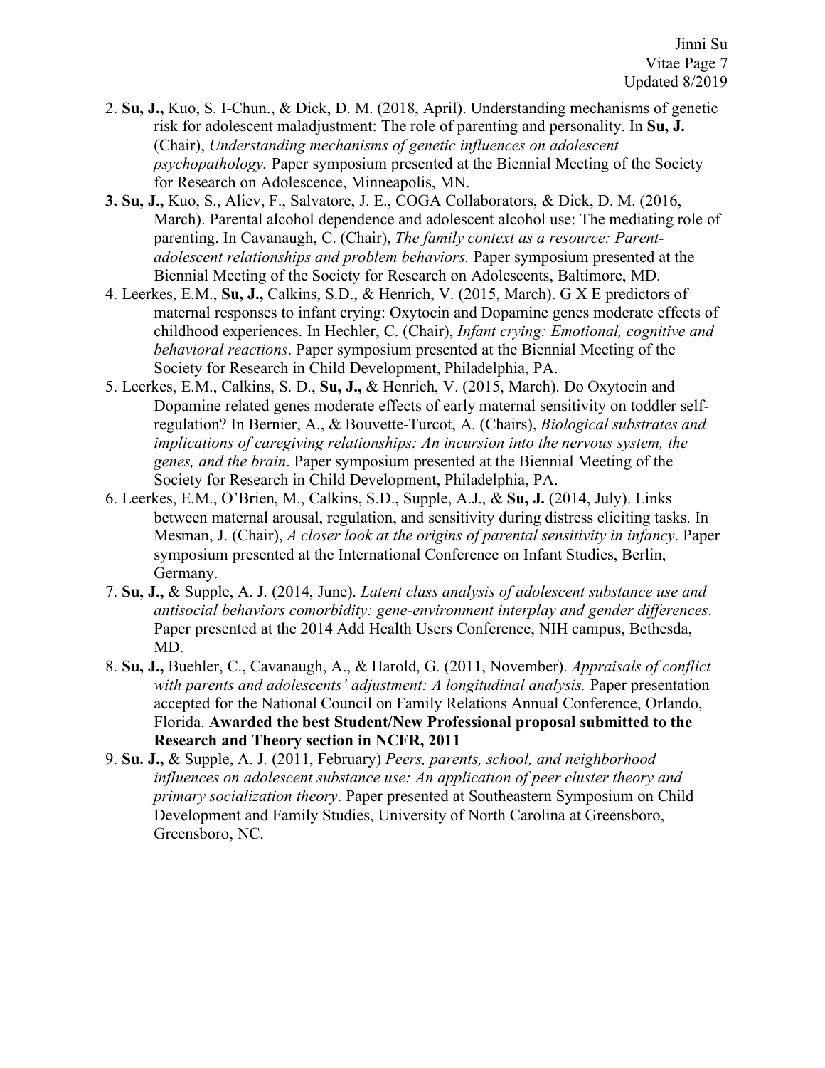2. **Su, J.,** Kuo, S. I-Chun., & Dick, D. M. (2018, April). Understanding mechanisms of genetic risk for adolescent maladjustment: The role of parenting and personality. In **Su, J.** (Chair), *Understanding mechanisms of genetic influences on adolescent psychopathology.* Paper symposium presented at the Biennial Meeting of the Society for Research on Adolescence, Minneapolis, MN.

**3.** **Su, J.,** Kuo, S., Aliev, F., Salvatore, J. E., COGA Collaborators, & Dick, D. M. (2016, March). Parental alcohol dependence and adolescent alcohol use: The mediating role of parenting. In Cavanaugh, C. (Chair), *The family context as a resource: Parent-adolescent relationships and problem behaviors.* Paper symposium presented at the Biennial Meeting of the Society for Research on Adolescents, Baltimore, MD.

4. Leerkes, E.M., **Su, J.,** Calkins, S.D., & Henrich, V. (2015, March). G X E predictors of maternal responses to infant crying: Oxytocin and Dopamine genes moderate effects of childhood experiences. In Hechler, C. (Chair), *Infant crying: Emotional, cognitive and behavioral reactions*. Paper symposium presented at the Biennial Meeting of the Society for Research in Child Development, Philadelphia, PA.

5. Leerkes, E.M., Calkins, S. D., **Su, J.,** & Henrich, V. (2015, March). Do Oxytocin and Dopamine related genes moderate effects of early maternal sensitivity on toddler self-regulation? In Bernier, A., & Bouvette-Turcot, A. (Chairs), *Biological substrates and implications of caregiving relationships: An incursion into the nervous system, the genes, and the brain*. Paper symposium presented at the Biennial Meeting of the Society for Research in Child Development, Philadelphia, PA.

6. Leerkes, E.M., O'Brien, M., Calkins, S.D., Supple, A.J., & **Su, J.** (2014, July). Links between maternal arousal, regulation, and sensitivity during distress eliciting tasks. In Mesman, J. (Chair), *A closer look at the origins of parental sensitivity in infancy*. Paper symposium presented at the International Conference on Infant Studies, Berlin, Germany.

7. **Su, J.,** & Supple, A. J. (2014, June). *Latent class analysis of adolescent substance use and antisocial behaviors comorbidity: gene-environment interplay and gender differences*. Paper presented at the 2014 Add Health Users Conference, NIH campus, Bethesda, MD.

8. **Su, J.,** Buehler, C., Cavanaugh, A., & Harold, G. (2011, November). *Appraisals of conflict with parents and adolescents' adjustment: A longitudinal analysis.* Paper presentation accepted for the National Council on Family Relations Annual Conference, Orlando, Florida. **Awarded the best Student/New Professional proposal submitted to the Research and Theory section in NCFR, 2011**

9. **Su. J.,** & Supple, A. J. (2011, February) *Peers, parents, school, and neighborhood influences on adolescent substance use: An application of peer cluster theory and primary socialization theory*. Paper presented at Southeastern Symposium on Child Development and Family Studies, University of North Carolina at Greensboro, Greensboro, NC.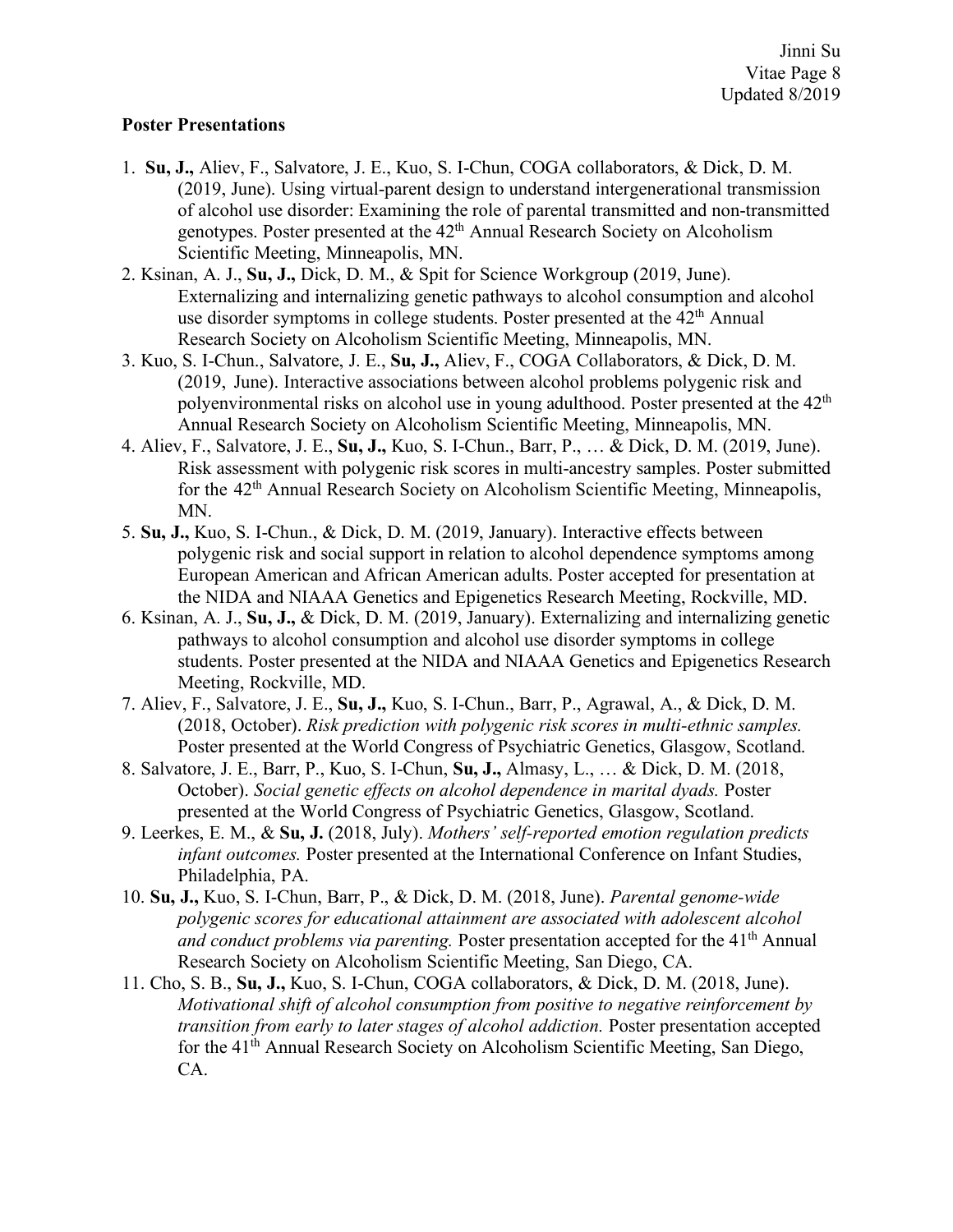**Poster Presentations**

1. **Su, J.,** Aliev, F., Salvatore, J. E., Kuo, S. I-Chun, COGA collaborators, & Dick, D. M. (2019, June). Using virtual-parent design to understand intergenerational transmission of alcohol use disorder: Examining the role of parental transmitted and non-transmitted genotypes. Poster presented at the 42[th] Annual Research Society on Alcoholism Scientific Meeting, Minneapolis, MN.
2. Ksinan, A. J., **Su, J.,** Dick, D. M., & Spit for Science Workgroup (2019, June). Externalizing and internalizing genetic pathways to alcohol consumption and alcohol use disorder symptoms in college students. Poster presented at the 42[th] Annual Research Society on Alcoholism Scientific Meeting, Minneapolis, MN.
3. Kuo, S. I-Chun., Salvatore, J. E., **Su, J.,** Aliev, F., COGA Collaborators, & Dick, D. M. (2019, June). Interactive associations between alcohol problems polygenic risk and polyenvironmental risks on alcohol use in young adulthood. Poster presented at the 42[th] Annual Research Society on Alcoholism Scientific Meeting, Minneapolis, MN.
4. Aliev, F., Salvatore, J. E., **Su, J.,** Kuo, S. I-Chun., Barr, P., … & Dick, D. M. (2019, June). Risk assessment with polygenic risk scores in multi-ancestry samples. Poster submitted for the 42[th] Annual Research Society on Alcoholism Scientific Meeting, Minneapolis, MN.
5. **Su, J.,** Kuo, S. I-Chun., & Dick, D. M. (2019, January). Interactive effects between polygenic risk and social support in relation to alcohol dependence symptoms among European American and African American adults. Poster accepted for presentation at the NIDA and NIAAA Genetics and Epigenetics Research Meeting, Rockville, MD.
6. Ksinan, A. J., **Su, J.,** & Dick, D. M. (2019, January). Externalizing and internalizing genetic pathways to alcohol consumption and alcohol use disorder symptoms in college students. Poster presented at the NIDA and NIAAA Genetics and Epigenetics Research Meeting, Rockville, MD.
7. Aliev, F., Salvatore, J. E., **Su, J.,** Kuo, S. I-Chun., Barr, P., Agrawal, A., & Dick, D. M. (2018, October). *Risk prediction with polygenic risk scores in multi-ethnic samples.* Poster presented at the World Congress of Psychiatric Genetics, Glasgow, Scotland.
8. Salvatore, J. E., Barr, P., Kuo, S. I-Chun, **Su, J.,** Almasy, L., … & Dick, D. M. (2018, October). *Social genetic effects on alcohol dependence in marital dyads.* Poster presented at the World Congress of Psychiatric Genetics, Glasgow, Scotland.
9. Leerkes, E. M., & **Su, J.** (2018, July). *Mothers' self-reported emotion regulation predicts infant outcomes.* Poster presented at the International Conference on Infant Studies, Philadelphia, PA.
10. **Su, J.,** Kuo, S. I-Chun, Barr, P., & Dick, D. M. (2018, June). *Parental genome-wide polygenic scores for educational attainment are associated with adolescent alcohol and conduct problems via parenting.* Poster presentation accepted for the 41[th] Annual Research Society on Alcoholism Scientific Meeting, San Diego, CA.
11. Cho, S. B., **Su, J.,** Kuo, S. I-Chun, COGA collaborators, & Dick, D. M. (2018, June). *Motivational shift of alcohol consumption from positive to negative reinforcement by transition from early to later stages of alcohol addiction.* Poster presentation accepted for the 41[th] Annual Research Society on Alcoholism Scientific Meeting, San Diego, CA.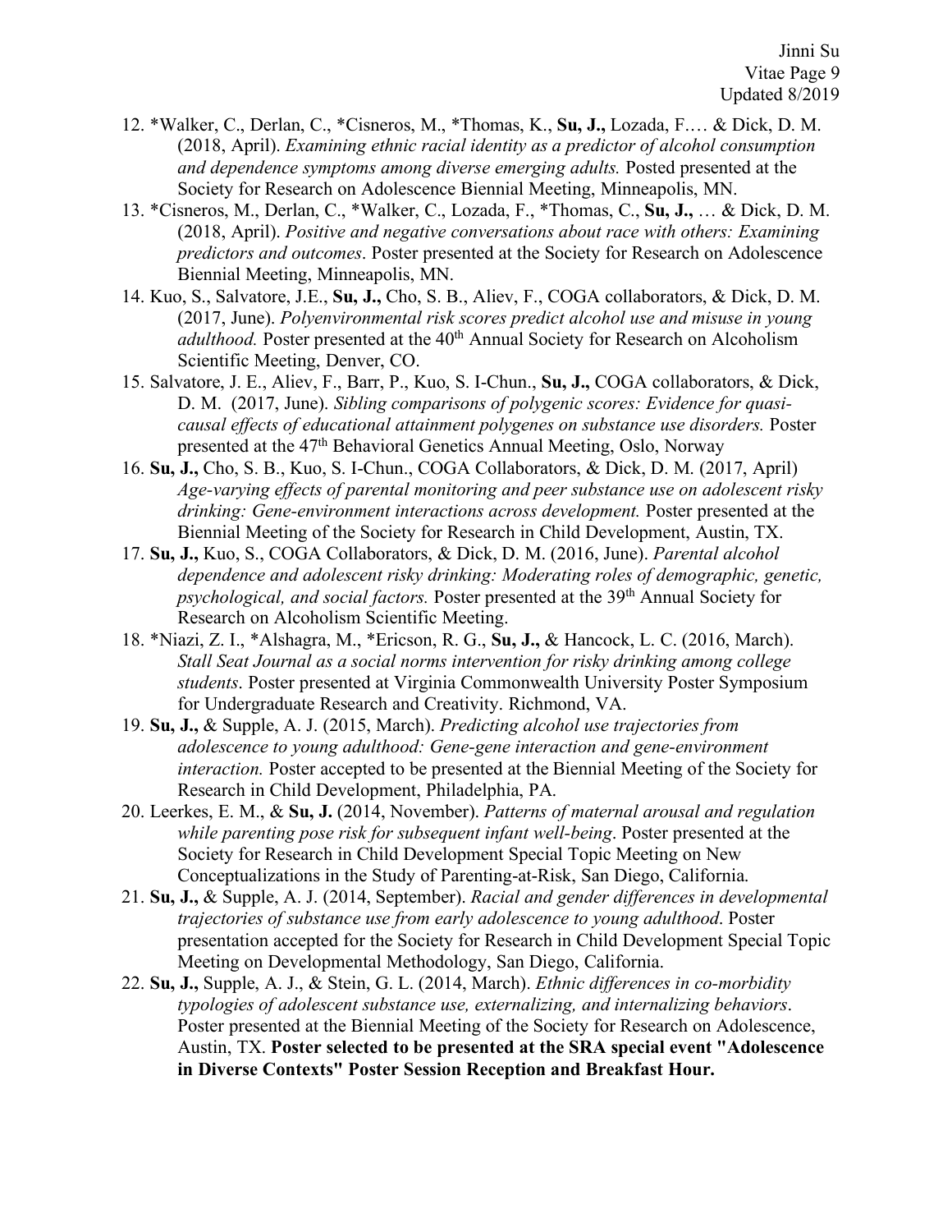12. *Walker, C., Derlan, C., *Cisneros, M., *Thomas, K., **Su, J.,** Lozada, F.… & Dick, D. M. (2018, April). *Examining ethnic racial identity as a predictor of alcohol consumption and dependence symptoms among diverse emerging adults.* Posted presented at the Society for Research on Adolescence Biennial Meeting, Minneapolis, MN.
13. *Cisneros, M., Derlan, C., *Walker, C., Lozada, F., *Thomas, C., **Su, J.,** … & Dick, D. M. (2018, April). *Positive and negative conversations about race with others: Examining predictors and outcomes*. Poster presented at the Society for Research on Adolescence Biennial Meeting, Minneapolis, MN.
14. Kuo, S., Salvatore, J.E., **Su, J.,** Cho, S. B., Aliev, F., COGA collaborators, & Dick, D. M. (2017, June). *Polyenvironmental risk scores predict alcohol use and misuse in young adulthood.* Poster presented at the 40th Annual Society for Research on Alcoholism Scientific Meeting, Denver, CO.
15. Salvatore, J. E., Aliev, F., Barr, P., Kuo, S. I-Chun., **Su, J.,** COGA collaborators, & Dick, D. M. (2017, June). *Sibling comparisons of polygenic scores: Evidence for quasi-causal effects of educational attainment polygenes on substance use disorders.* Poster presented at the 47th Behavioral Genetics Annual Meeting, Oslo, Norway
16. **Su, J.,** Cho, S. B., Kuo, S. I-Chun., COGA Collaborators, & Dick, D. M. (2017, April) *Age-varying effects of parental monitoring and peer substance use on adolescent risky drinking: Gene-environment interactions across development.* Poster presented at the Biennial Meeting of the Society for Research in Child Development, Austin, TX.
17. **Su, J.,** Kuo, S., COGA Collaborators, & Dick, D. M. (2016, June). *Parental alcohol dependence and adolescent risky drinking: Moderating roles of demographic, genetic, psychological, and social factors.* Poster presented at the 39th Annual Society for Research on Alcoholism Scientific Meeting.
18. *Niazi, Z. I., *Alshagra, M., *Ericson, R. G., **Su, J.,** & Hancock, L. C. (2016, March). *Stall Seat Journal as a social norms intervention for risky drinking among college students*. Poster presented at Virginia Commonwealth University Poster Symposium for Undergraduate Research and Creativity. Richmond, VA.
19. **Su, J.,** & Supple, A. J. (2015, March). *Predicting alcohol use trajectories from adolescence to young adulthood: Gene-gene interaction and gene-environment interaction.* Poster accepted to be presented at the Biennial Meeting of the Society for Research in Child Development, Philadelphia, PA.
20. Leerkes, E. M., & **Su, J.** (2014, November). *Patterns of maternal arousal and regulation while parenting pose risk for subsequent infant well-being*. Poster presented at the Society for Research in Child Development Special Topic Meeting on New Conceptualizations in the Study of Parenting-at-Risk, San Diego, California.
21. **Su, J.,** & Supple, A. J. (2014, September). *Racial and gender differences in developmental trajectories of substance use from early adolescence to young adulthood*. Poster presentation accepted for the Society for Research in Child Development Special Topic Meeting on Developmental Methodology, San Diego, California.
22. **Su, J.,** Supple, A. J., & Stein, G. L. (2014, March). *Ethnic differences in co-morbidity typologies of adolescent substance use, externalizing, and internalizing behaviors*. Poster presented at the Biennial Meeting of the Society for Research on Adolescence, Austin, TX. **Poster selected to be presented at the SRA special event "Adolescence in Diverse Contexts" Poster Session Reception and Breakfast Hour.**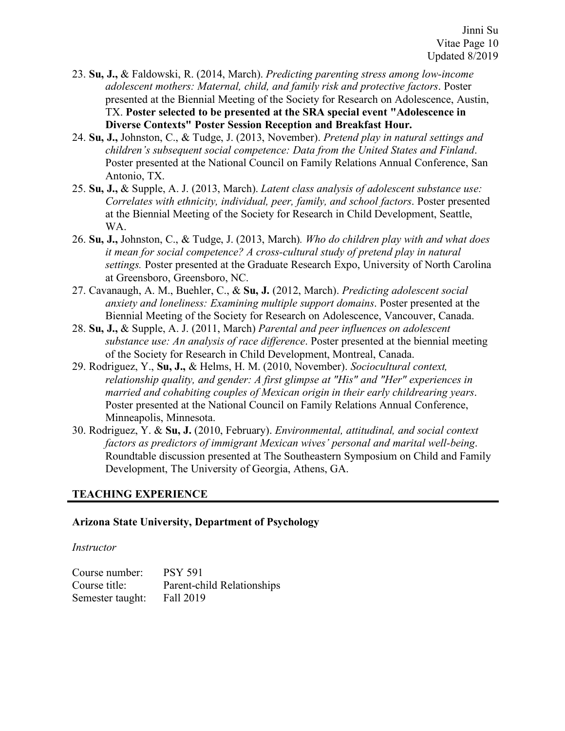23. **Su, J.,** & Faldowski, R. (2014, March). *Predicting parenting stress among low-income adolescent mothers: Maternal, child, and family risk and protective factors*. Poster presented at the Biennial Meeting of the Society for Research on Adolescence, Austin, TX. **Poster selected to be presented at the SRA special event "Adolescence in Diverse Contexts" Poster Session Reception and Breakfast Hour.**
24. **Su, J.,** Johnston, C., & Tudge, J. (2013, November). *Pretend play in natural settings and children's subsequent social competence: Data from the United States and Finland*. Poster presented at the National Council on Family Relations Annual Conference, San Antonio, TX.
25. **Su, J.,** & Supple, A. J. (2013, March). *Latent class analysis of adolescent substance use: Correlates with ethnicity, individual, peer, family, and school factors*. Poster presented at the Biennial Meeting of the Society for Research in Child Development, Seattle, WA.
26. **Su, J.,** Johnston, C., & Tudge, J. (2013, March). *Who do children play with and what does it mean for social competence? A cross-cultural study of pretend play in natural settings.* Poster presented at the Graduate Research Expo, University of North Carolina at Greensboro, Greensboro, NC.
27. Cavanaugh, A. M., Buehler, C., & **Su, J.** (2012, March). *Predicting adolescent social anxiety and loneliness: Examining multiple support domains*. Poster presented at the Biennial Meeting of the Society for Research on Adolescence, Vancouver, Canada.
28. **Su, J.,** & Supple, A. J. (2011, March) *Parental and peer influences on adolescent substance use: An analysis of race difference*. Poster presented at the biennial meeting of the Society for Research in Child Development, Montreal, Canada.
29. Rodriguez, Y., **Su, J.,** & Helms, H. M. (2010, November). *Sociocultural context, relationship quality, and gender: A first glimpse at "His" and "Her" experiences in married and cohabiting couples of Mexican origin in their early childrearing years*. Poster presented at the National Council on Family Relations Annual Conference, Minneapolis, Minnesota.
30. Rodriguez, Y. & **Su, J.** (2010, February). *Environmental, attitudinal, and social context factors as predictors of immigrant Mexican wives' personal and marital well-being*. Roundtable discussion presented at The Southeastern Symposium on Child and Family Development, The University of Georgia, Athens, GA.

## TEACHING EXPERIENCE

### Arizona State University, Department of Psychology

*Instructor*

Course number: PSY 591
Course title: Parent-child Relationships
Semester taught: Fall 2019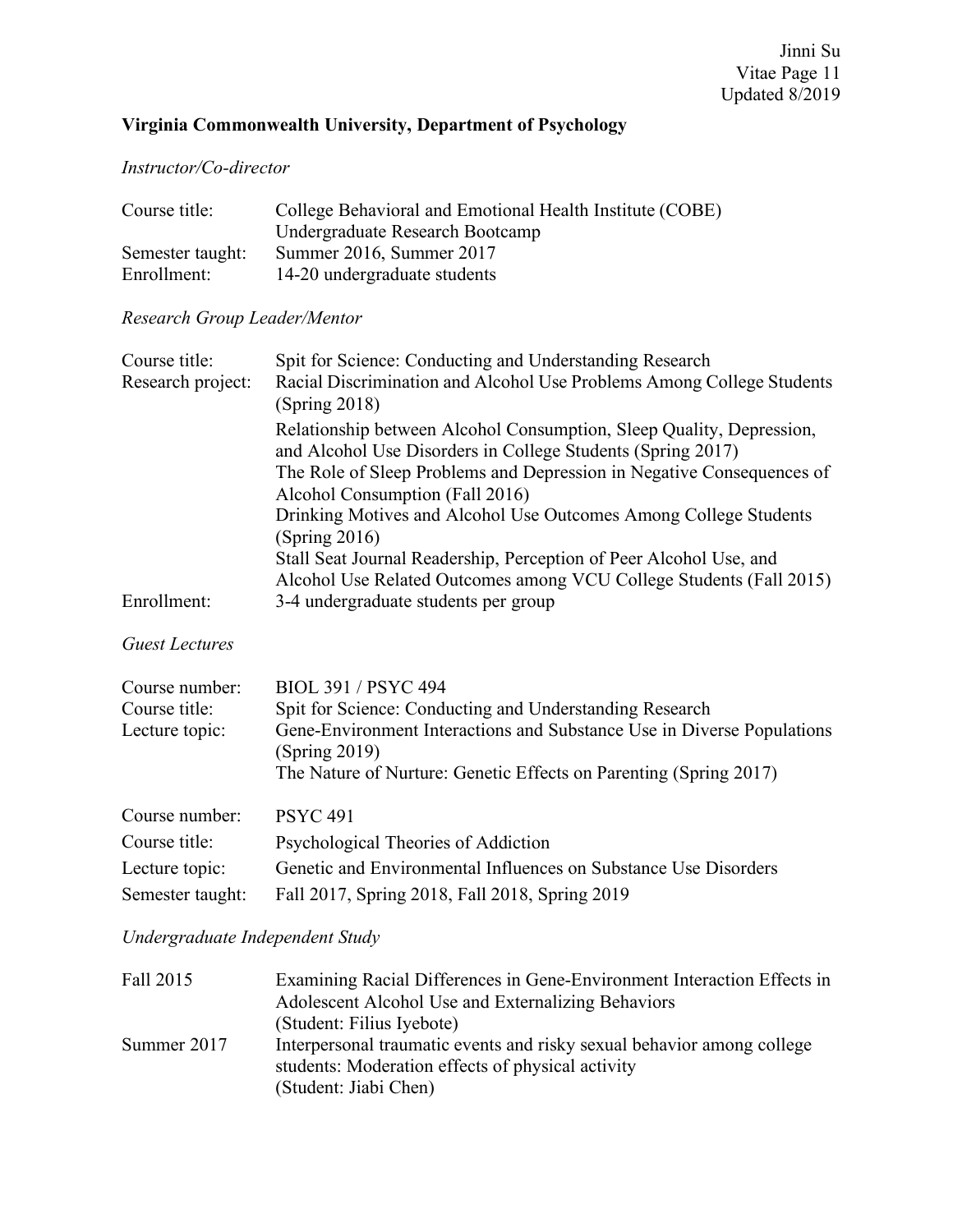**Virginia Commonwealth University, Department of Psychology**

*Instructor/Co-director*

| | |
|---|---|
| Course title: | College Behavioral and Emotional Health Institute (COBE) Undergraduate Research Bootcamp |
| Semester taught: | Summer 2016, Summer 2017 |
| Enrollment: | 14-20 undergraduate students |

*Research Group Leader/Mentor*

| | |
|---|---|
| Course title: | Spit for Science: Conducting and Understanding Research |
| Research project: | Racial Discrimination and Alcohol Use Problems Among College Students (Spring 2018) |
| | Relationship between Alcohol Consumption, Sleep Quality, Depression, and Alcohol Use Disorders in College Students (Spring 2017) |
| | The Role of Sleep Problems and Depression in Negative Consequences of Alcohol Consumption (Fall 2016) |
| | Drinking Motives and Alcohol Use Outcomes Among College Students (Spring 2016) |
| | Stall Seat Journal Readership, Perception of Peer Alcohol Use, and Alcohol Use Related Outcomes among VCU College Students (Fall 2015) |
| Enrollment: | 3-4 undergraduate students per group |

*Guest Lectures*

| | |
|---|---|
| Course number: | BIOL 391 / PSYC 494 |
| Course title: | Spit for Science: Conducting and Understanding Research |
| Lecture topic: | Gene-Environment Interactions and Substance Use in Diverse Populations (Spring 2019) |
| | The Nature of Nurture: Genetic Effects on Parenting (Spring 2017) |

| | |
|---|---|
| Course number: | PSYC 491 |
| Course title: | Psychological Theories of Addiction |
| Lecture topic: | Genetic and Environmental Influences on Substance Use Disorders |
| Semester taught: | Fall 2017, Spring 2018, Fall 2018, Spring 2019 |

*Undergraduate Independent Study*

| | |
|---|---|
| Fall 2015 | Examining Racial Differences in Gene-Environment Interaction Effects in Adolescent Alcohol Use and Externalizing Behaviors (Student: Filius Iyebote) |
| Summer 2017 | Interpersonal traumatic events and risky sexual behavior among college students: Moderation effects of physical activity (Student: Jiabi Chen) |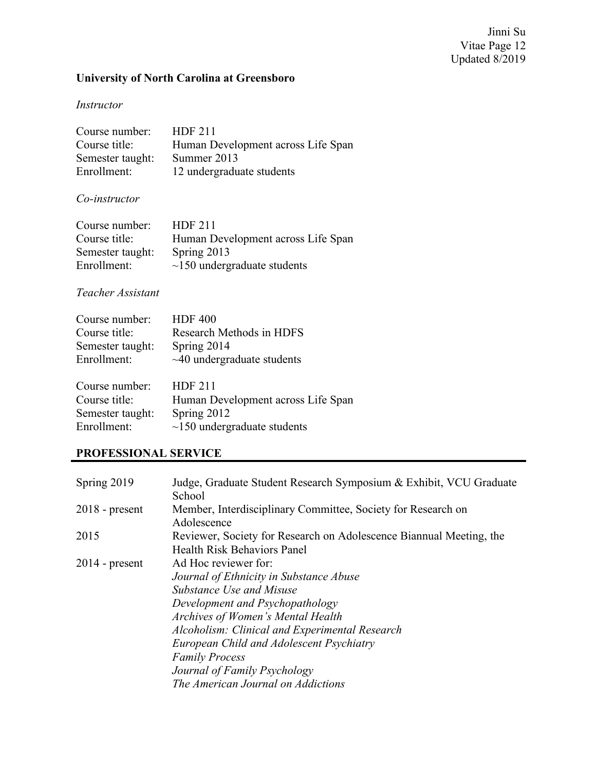**University of North Carolina at Greensboro**

*Instructor*

Course number: HDF 211
Course title: Human Development across Life Span
Semester taught: Summer 2013
Enrollment: 12 undergraduate students

*Co-instructor*

Course number: HDF 211
Course title: Human Development across Life Span
Semester taught: Spring 2013
Enrollment: ~150 undergraduate students

*Teacher Assistant*

Course number: HDF 400
Course title: Research Methods in HDFS
Semester taught: Spring 2014
Enrollment: ~40 undergraduate students

Course number: HDF 211
Course title: Human Development across Life Span
Semester taught: Spring 2012
Enrollment: ~150 undergraduate students

## PROFESSIONAL SERVICE

Spring 2019 — Judge, Graduate Student Research Symposium & Exhibit, VCU Graduate School

2018 - present — Member, Interdisciplinary Committee, Society for Research on Adolescence

2015 — Reviewer, Society for Research on Adolescence Biannual Meeting, the Health Risk Behaviors Panel

2014 - present — Ad Hoc reviewer for:
*Journal of Ethnicity in Substance Abuse*
*Substance Use and Misuse*
*Development and Psychopathology*
*Archives of Women's Mental Health*
*Alcoholism: Clinical and Experimental Research*
*European Child and Adolescent Psychiatry*
*Family Process*
*Journal of Family Psychology*
*The American Journal on Addictions*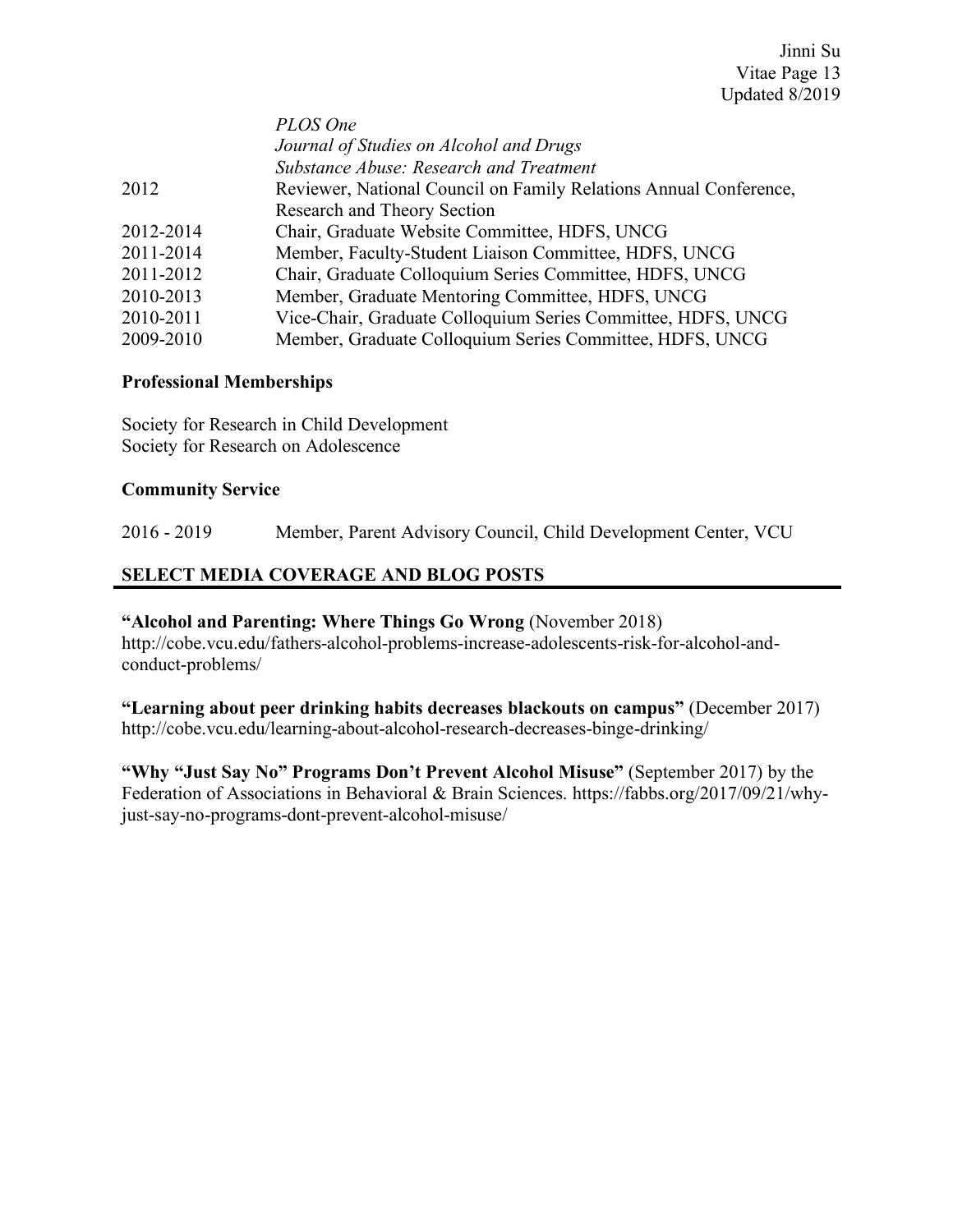| | |
|---|---|
| | *PLOS One* |
| | *Journal of Studies on Alcohol and Drugs* |
| | *Substance Abuse: Research and Treatment* |
| 2012 | Reviewer, National Council on Family Relations Annual Conference, Research and Theory Section |
| 2012-2014 | Chair, Graduate Website Committee, HDFS, UNCG |
| 2011-2014 | Member, Faculty-Student Liaison Committee, HDFS, UNCG |
| 2011-2012 | Chair, Graduate Colloquium Series Committee, HDFS, UNCG |
| 2010-2013 | Member, Graduate Mentoring Committee, HDFS, UNCG |
| 2010-2011 | Vice-Chair, Graduate Colloquium Series Committee, HDFS, UNCG |
| 2009-2010 | Member, Graduate Colloquium Series Committee, HDFS, UNCG |

### Professional Memberships

Society for Research in Child Development
Society for Research on Adolescence

### Community Service

2016 - 2019 Member, Parent Advisory Council, Child Development Center, VCU

## SELECT MEDIA COVERAGE AND BLOG POSTS

**"Alcohol and Parenting: Where Things Go Wrong** (November 2018)
http://cobe.vcu.edu/fathers-alcohol-problems-increase-adolescents-risk-for-alcohol-and-conduct-problems/

**"Learning about peer drinking habits decreases blackouts on campus"** (December 2017)
http://cobe.vcu.edu/learning-about-alcohol-research-decreases-binge-drinking/

**"Why "Just Say No" Programs Don't Prevent Alcohol Misuse"** (September 2017) by the Federation of Associations in Behavioral & Brain Sciences. https://fabbs.org/2017/09/21/why-just-say-no-programs-dont-prevent-alcohol-misuse/